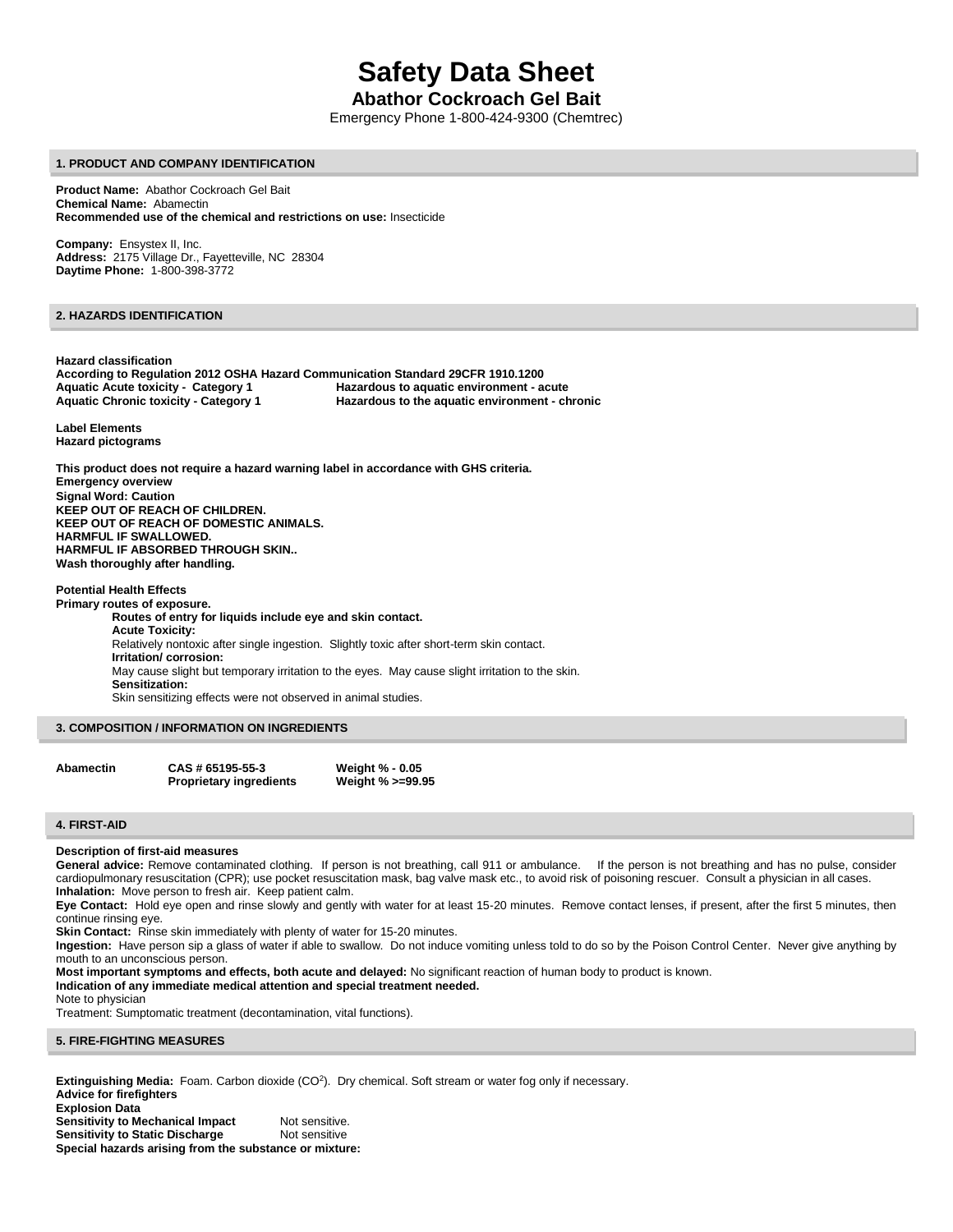# Safety Data Sheet

## Abathor Cockroach Gel Bait

Emergency Phone 1-800-424-9300 (Chemtrec)

### 1. PRODUCT AND COMPANY IDENTIFICATION

**Product Name:** Abathor Cockroach Gel Bait
**Chemical Name:** Abamectin
**Recommended use of the chemical and restrictions on use:** Insecticide

**Company:** Ensystex II, Inc.
**Address:** 2175 Village Dr., Fayetteville, NC 28304
**Daytime Phone:** 1-800-398-3772

### 2. HAZARDS IDENTIFICATION

**Hazard classification**
**According to Regulation 2012 OSHA Hazard Communication Standard 29CFR 1910.1200**

| | |
|---|---|
| **Aquatic Acute toxicity - Category 1** | **Hazardous to aquatic environment - acute** |
| **Aquatic Chronic toxicity - Category 1** | **Hazardous to the aquatic environment - chronic** |

**Label Elements**
**Hazard pictograms**

**This product does not require a hazard warning label in accordance with GHS criteria.**
**Emergency overview**
**Signal Word: Caution**
**KEEP OUT OF REACH OF CHILDREN.**
**KEEP OUT OF REACH OF DOMESTIC ANIMALS.**
**HARMFUL IF SWALLOWED.**
**HARMFUL IF ABSORBED THROUGH SKIN..**
**Wash thoroughly after handling.**

**Potential Health Effects**
**Primary routes of exposure.**

**Routes of entry for liquids include eye and skin contact.**
**Acute Toxicity:**
Relatively nontoxic after single ingestion. Slightly toxic after short-term skin contact.
**Irritation/ corrosion:**
May cause slight but temporary irritation to the eyes. May cause slight irritation to the skin.
**Sensitization:**
Skin sensitizing effects were not observed in animal studies.

### 3. COMPOSITION / INFORMATION ON INGREDIENTS

| | | |
|---|---|---|
| **Abamectin** | **CAS # 65195-55-3** | **Weight % - 0.05** |
| | **Proprietary ingredients** | **Weight % >=99.95** |

### 4. FIRST-AID

**Description of first-aid measures**
**General advice:** Remove contaminated clothing. If person is not breathing, call 911 or ambulance. If the person is not breathing and has no pulse, consider cardiopulmonary resuscitation (CPR); use pocket resuscitation mask, bag valve mask etc., to avoid risk of poisoning rescuer. Consult a physician in all cases.
**Inhalation:** Move person to fresh air. Keep patient calm.
**Eye Contact:** Hold eye open and rinse slowly and gently with water for at least 15-20 minutes. Remove contact lenses, if present, after the first 5 minutes, then continue rinsing eye.
**Skin Contact:** Rinse skin immediately with plenty of water for 15-20 minutes.
**Ingestion:** Have person sip a glass of water if able to swallow. Do not induce vomiting unless told to do so by the Poison Control Center. Never give anything by mouth to an unconscious person.
**Most important symptoms and effects, both acute and delayed:** No significant reaction of human body to product is known.
**Indication of any immediate medical attention and special treatment needed.**
Note to physician
Treatment: Sumptomatic treatment (decontamination, vital functions).

### 5. FIRE-FIGHTING MEASURES

**Extinguishing Media:** Foam. Carbon dioxide ($CO^2$). Dry chemical. Soft stream or water fog only if necessary.
**Advice for firefighters**
**Explosion Data**

| | |
|---|---|
| **Sensitivity to Mechanical Impact** | Not sensitive. |
| **Sensitivity to Static Discharge** | Not sensitive |

**Special hazards arising from the substance or mixture:**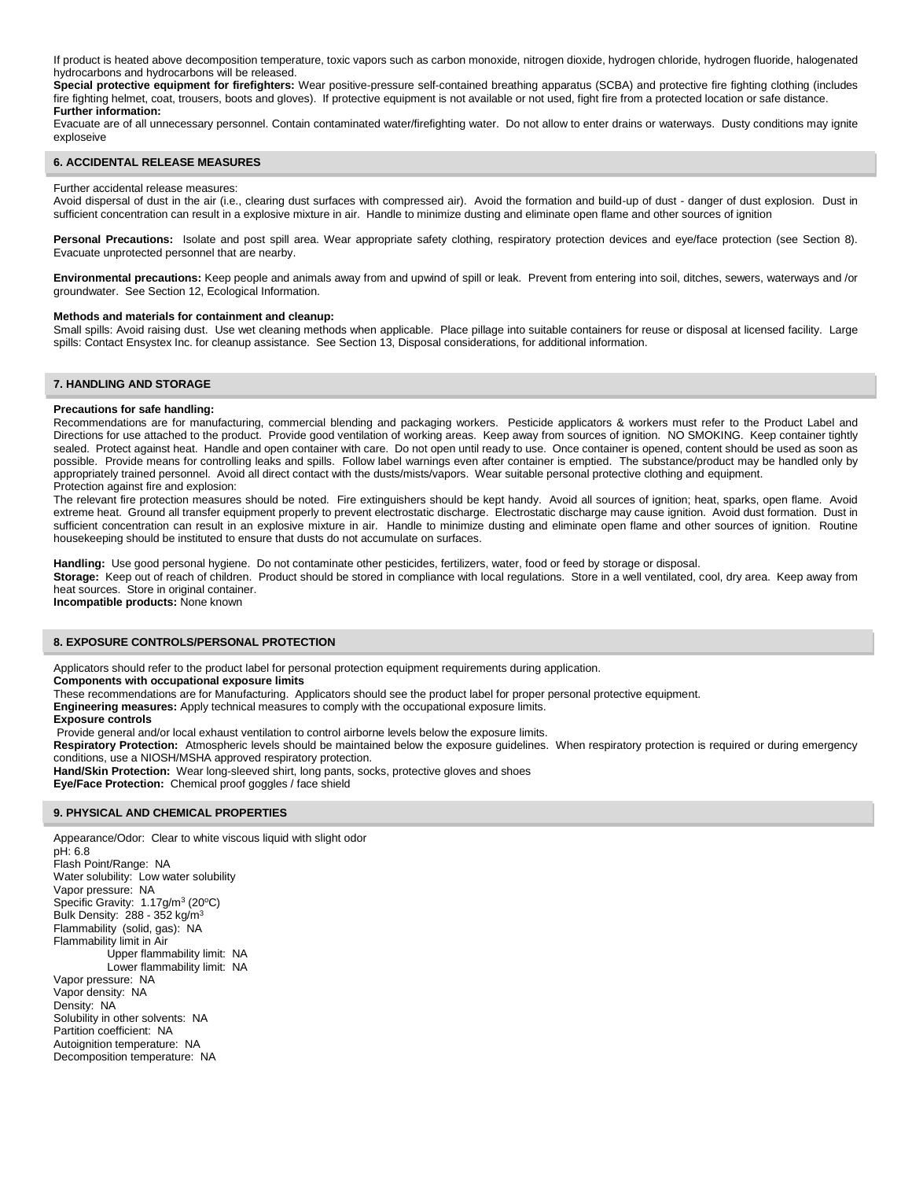If product is heated above decomposition temperature, toxic vapors such as carbon monoxide, nitrogen dioxide, hydrogen chloride, hydrogen fluoride, halogenated hydrocarbons and hydrocarbons will be released.

**Special protective equipment for firefighters:** Wear positive-pressure self-contained breathing apparatus (SCBA) and protective fire fighting clothing (includes fire fighting helmet, coat, trousers, boots and gloves). If protective equipment is not available or not used, fight fire from a protected location or safe distance.

**Further information:**

Evacuate are of all unnecessary personnel. Contain contaminated water/firefighting water. Do not allow to enter drains or waterways. Dusty conditions may ignite exploseive

## 6. ACCIDENTAL RELEASE MEASURES

Further accidental release measures:

Avoid dispersal of dust in the air (i.e., clearing dust surfaces with compressed air). Avoid the formation and build-up of dust - danger of dust explosion. Dust in sufficient concentration can result in a explosive mixture in air. Handle to minimize dusting and eliminate open flame and other sources of ignition

**Personal Precautions:** Isolate and post spill area. Wear appropriate safety clothing, respiratory protection devices and eye/face protection (see Section 8). Evacuate unprotected personnel that are nearby.

**Environmental precautions:** Keep people and animals away from and upwind of spill or leak. Prevent from entering into soil, ditches, sewers, waterways and /or groundwater. See Section 12, Ecological Information.

**Methods and materials for containment and cleanup:**

Small spills: Avoid raising dust. Use wet cleaning methods when applicable. Place pillage into suitable containers for reuse or disposal at licensed facility. Large spills: Contact Ensystex Inc. for cleanup assistance. See Section 13, Disposal considerations, for additional information.

## 7. HANDLING AND STORAGE

**Precautions for safe handling:**

Recommendations are for manufacturing, commercial blending and packaging workers. Pesticide applicators & workers must refer to the Product Label and Directions for use attached to the product. Provide good ventilation of working areas. Keep away from sources of ignition. NO SMOKING. Keep container tightly sealed. Protect against heat. Handle and open container with care. Do not open until ready to use. Once container is opened, content should be used as soon as possible. Provide means for controlling leaks and spills. Follow label warnings even after container is emptied. The substance/product may be handled only by appropriately trained personnel. Avoid all direct contact with the dusts/mists/vapors. Wear suitable personal protective clothing and equipment.

Protection against fire and explosion:

The relevant fire protection measures should be noted. Fire extinguishers should be kept handy. Avoid all sources of ignition; heat, sparks, open flame. Avoid extreme heat. Ground all transfer equipment properly to prevent electrostatic discharge. Electrostatic discharge may cause ignition. Avoid dust formation. Dust in sufficient concentration can result in an explosive mixture in air. Handle to minimize dusting and eliminate open flame and other sources of ignition. Routine housekeeping should be instituted to ensure that dusts do not accumulate on surfaces.

**Handling:** Use good personal hygiene. Do not contaminate other pesticides, fertilizers, water, food or feed by storage or disposal.

**Storage:** Keep out of reach of children. Product should be stored in compliance with local regulations. Store in a well ventilated, cool, dry area. Keep away from heat sources. Store in original container.

**Incompatible products:** None known

## 8. EXPOSURE CONTROLS/PERSONAL PROTECTION

Applicators should refer to the product label for personal protection equipment requirements during application.

**Components with occupational exposure limits**

These recommendations are for Manufacturing. Applicators should see the product label for proper personal protective equipment.

**Engineering measures:** Apply technical measures to comply with the occupational exposure limits.

**Exposure controls**

Provide general and/or local exhaust ventilation to control airborne levels below the exposure limits.

**Respiratory Protection:** Atmospheric levels should be maintained below the exposure guidelines. When respiratory protection is required or during emergency conditions, use a NIOSH/MSHA approved respiratory protection.

**Hand/Skin Protection:** Wear long-sleeved shirt, long pants, socks, protective gloves and shoes

**Eye/Face Protection:** Chemical proof goggles / face shield

## 9. PHYSICAL AND CHEMICAL PROPERTIES

Appearance/Odor: Clear to white viscous liquid with slight odor
pH: 6.8
Flash Point/Range: NA
Water solubility: Low water solubility
Vapor pressure: NA
Specific Gravity: 1.17g/m$^3$ (20ºC)
Bulk Density: 288 - 352 kg/m$^3$
Flammability (solid, gas): NA
Flammability limit in Air
- Upper flammability limit: NA
- Lower flammability limit: NA

Vapor pressure: NA
Vapor density: NA
Density: NA
Solubility in other solvents: NA
Partition coefficient: NA
Autoignition temperature: NA
Decomposition temperature: NA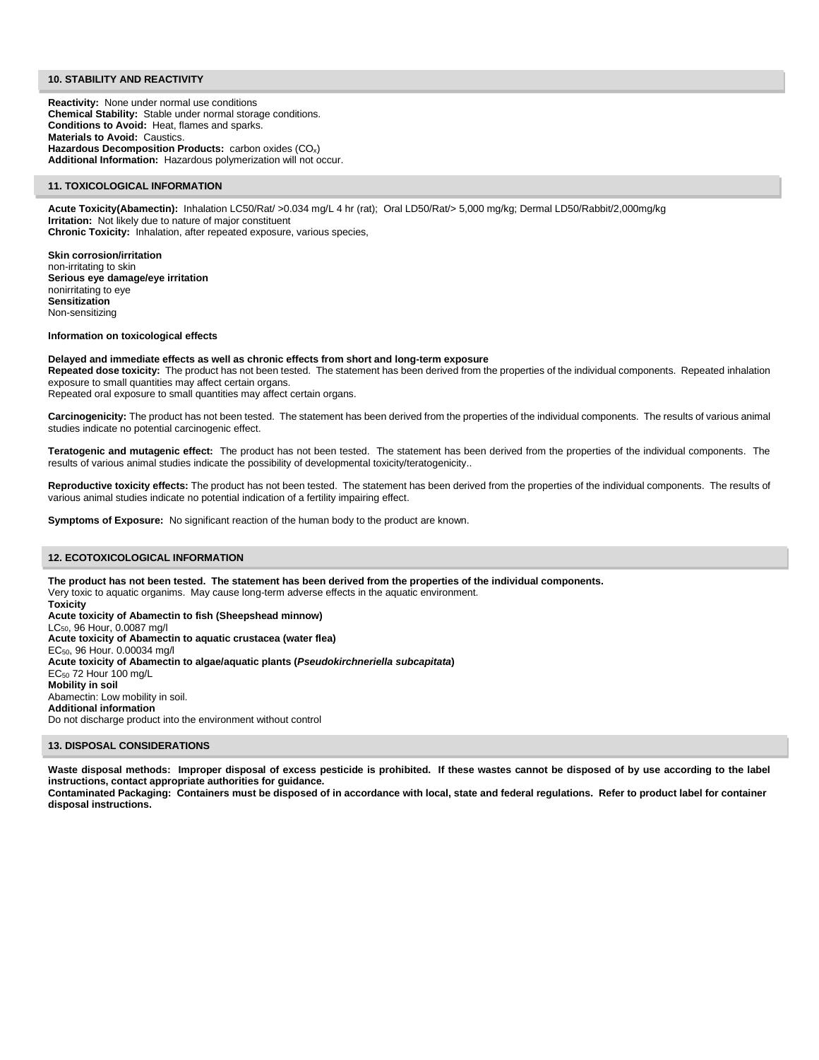## 10. STABILITY AND REACTIVITY

**Reactivity:** None under normal use conditions
**Chemical Stability:** Stable under normal storage conditions.
**Conditions to Avoid:** Heat, flames and sparks.
**Materials to Avoid:** Caustics.
**Hazardous Decomposition Products:** carbon oxides ($CO_x$)
**Additional Information:** Hazardous polymerization will not occur.

## 11. TOXICOLOGICAL INFORMATION

**Acute Toxicity(Abamectin):** Inhalation LC50/Rat/ >0.034 mg/L 4 hr (rat); Oral LD50/Rat/> 5,000 mg/kg; Dermal LD50/Rabbit/2,000mg/kg
**Irritation:** Not likely due to nature of major constituent
**Chronic Toxicity:** Inhalation, after repeated exposure, various species,

**Skin corrosion/irritation**
non-irritating to skin
**Serious eye damage/eye irritation**
nonirritating to eye
**Sensitization**
Non-sensitizing

**Information on toxicological effects**

**Delayed and immediate effects as well as chronic effects from short and long-term exposure**
**Repeated dose toxicity:** The product has not been tested. The statement has been derived from the properties of the individual components. Repeated inhalation exposure to small quantities may affect certain organs.
Repeated oral exposure to small quantities may affect certain organs.

**Carcinogenicity:** The product has not been tested. The statement has been derived from the properties of the individual components. The results of various animal studies indicate no potential carcinogenic effect.

**Teratogenic and mutagenic effect:** The product has not been tested. The statement has been derived from the properties of the individual components. The results of various animal studies indicate the possibility of developmental toxicity/teratogenicity..

**Reproductive toxicity effects:** The product has not been tested. The statement has been derived from the properties of the individual components. The results of various animal studies indicate no potential indication of a fertility impairing effect.

**Symptoms of Exposure:** No significant reaction of the human body to the product are known.

## 12. ECOTOXICOLOGICAL INFORMATION

**The product has not been tested. The statement has been derived from the properties of the individual components.**
Very toxic to aquatic organims. May cause long-term adverse effects in the aquatic environment.
**Toxicity**
**Acute toxicity of Abamectin to fish (Sheepshead minnow)**
$LC_{50}$, 96 Hour, 0.0087 mg/l
**Acute toxicity of Abamectin to aquatic crustacea (water flea)**
$EC_{50}$, 96 Hour. 0.00034 mg/l
**Acute toxicity of Abamectin to algae/aquatic plants (*Pseudokirchneriella subcapitata*)**
$EC_{50}$ 72 Hour 100 mg/L
**Mobility in soil**
Abamectin: Low mobility in soil.
**Additional information**
Do not discharge product into the environment without control

## 13. DISPOSAL CONSIDERATIONS

**Waste disposal methods: Improper disposal of excess pesticide is prohibited. If these wastes cannot be disposed of by use according to the label instructions, contact appropriate authorities for guidance.**
**Contaminated Packaging: Containers must be disposed of in accordance with local, state and federal regulations. Refer to product label for container disposal instructions.**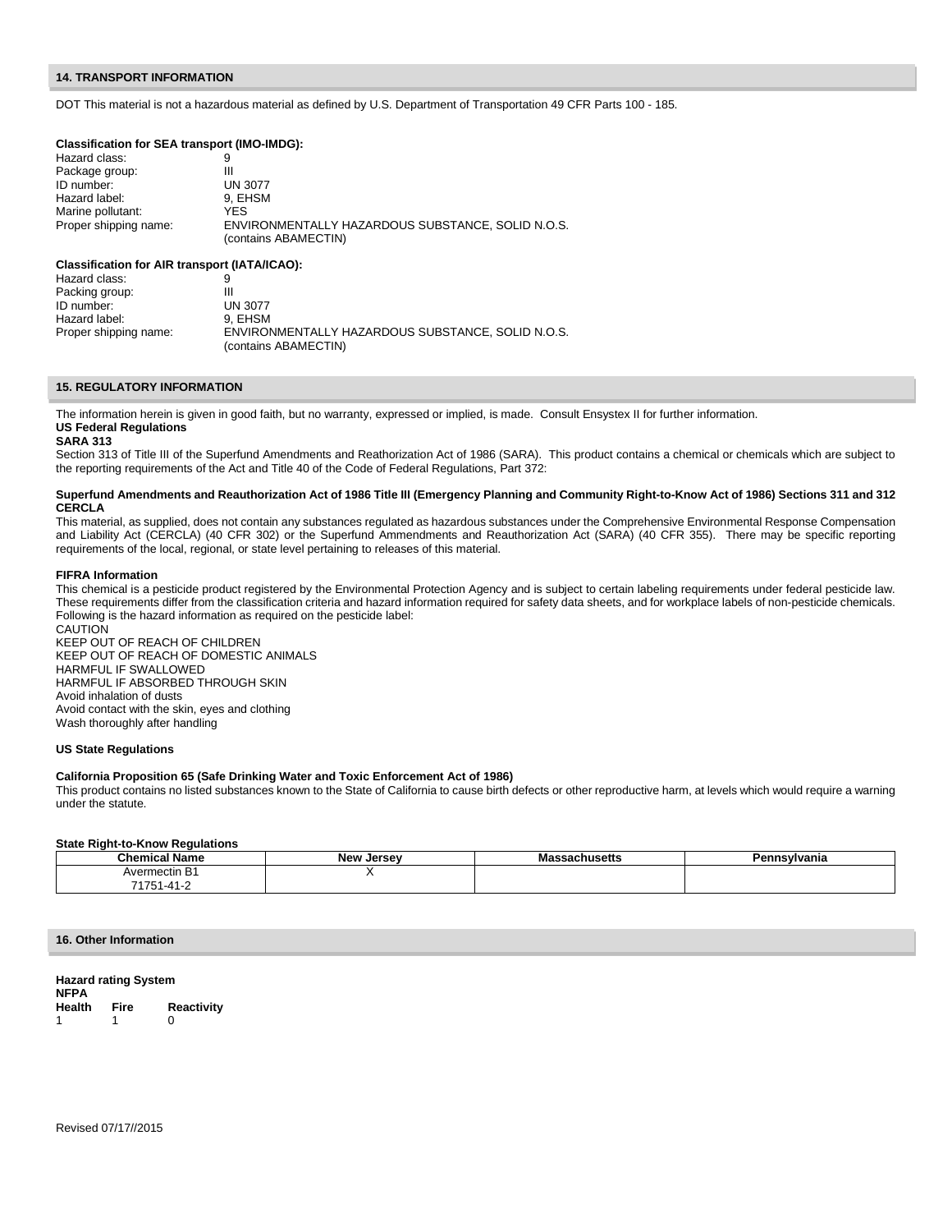## 14. TRANSPORT INFORMATION

DOT This material is not a hazardous material as defined by U.S. Department of Transportation 49 CFR Parts 100 - 185.

**Classification for SEA transport (IMO-IMDG):**

| | |
|---|---|
| Hazard class: | 9 |
| Package group: | III |
| ID number: | UN 3077 |
| Hazard label: | 9, EHSM |
| Marine pollutant: | YES |
| Proper shipping name: | ENVIRONMENTALLY HAZARDOUS SUBSTANCE, SOLID N.O.S. (contains ABAMECTIN) |

**Classification for AIR transport (IATA/ICAO):**

| | |
|---|---|
| Hazard class: | 9 |
| Packing group: | III |
| ID number: | UN 3077 |
| Hazard label: | 9, EHSM |
| Proper shipping name: | ENVIRONMENTALLY HAZARDOUS SUBSTANCE, SOLID N.O.S. (contains ABAMECTIN) |

## 15. REGULATORY INFORMATION

The information herein is given in good faith, but no warranty, expressed or implied, is made. Consult Ensystex II for further information.

**US Federal Regulations**

**SARA 313**

Section 313 of Title III of the Superfund Amendments and Reathorization Act of 1986 (SARA). This product contains a chemical or chemicals which are subject to the reporting requirements of the Act and Title 40 of the Code of Federal Regulations, Part 372:

**Superfund Amendments and Reauthorization Act of 1986 Title III (Emergency Planning and Community Right-to-Know Act of 1986) Sections 311 and 312 CERCLA**

This material, as supplied, does not contain any substances regulated as hazardous substances under the Comprehensive Environmental Response Compensation and Liability Act (CERCLA) (40 CFR 302) or the Superfund Ammendments and Reauthorization Act (SARA) (40 CFR 355). There may be specific reporting requirements of the local, regional, or state level pertaining to releases of this material.

**FIFRA Information**

This chemical is a pesticide product registered by the Environmental Protection Agency and is subject to certain labeling requirements under federal pesticide law. These requirements differ from the classification criteria and hazard information required for safety data sheets, and for workplace labels of non-pesticide chemicals. Following is the hazard information as required on the pesticide label:

CAUTION
KEEP OUT OF REACH OF CHILDREN
KEEP OUT OF REACH OF DOMESTIC ANIMALS
HARMFUL IF SWALLOWED
HARMFUL IF ABSORBED THROUGH SKIN
Avoid inhalation of dusts
Avoid contact with the skin, eyes and clothing
Wash thoroughly after handling

**US State Regulations**

**California Proposition 65 (Safe Drinking Water and Toxic Enforcement Act of 1986)**

This product contains no listed substances known to the State of California to cause birth defects or other reproductive harm, at levels which would require a warning under the statute.

**State Right-to-Know Regulations**

| Chemical Name | New Jersey | Massachusetts | Pennsylvania |
|---|---|---|---|
| Avermectin B1 71751-41-2 | X | | |

## 16. Other Information

**Hazard rating System**
**NFPA**

| Health | Fire | Reactivity |
|---|---|---|
| 1 | 1 | 0 |

Revised 07/17//2015